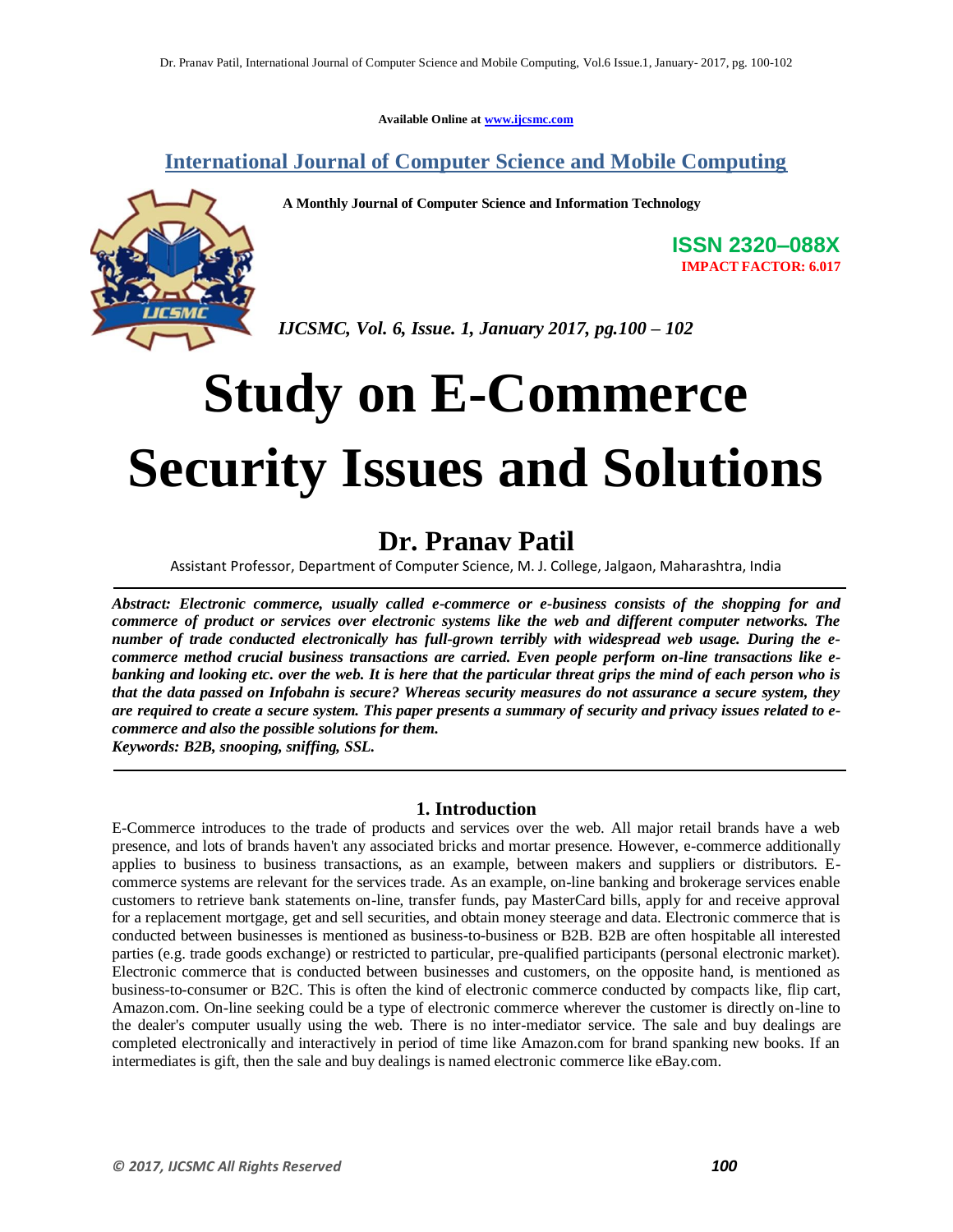Available Online at www.ijcsmc.com

## International Journal of Computer Science and Mobile Computing

**A Monthly Journal of Computer Science and Information Technology**

**ISSN 2320–088X**
**IMPACT FACTOR: 6.017**

*IJCSMC, Vol. 6, Issue. 1, January 2017, pg.100 – 102*

# Study on E-Commerce Security Issues and Solutions

## Dr. Pranav Patil

Assistant Professor, Department of Computer Science, M. J. College, Jalgaon, Maharashtra, India

***Abstract:** Electronic commerce, usually called e-commerce or e-business consists of the shopping for and commerce of product or services over electronic systems like the web and different computer networks. The number of trade conducted electronically has full-grown terribly with widespread web usage. During the e-commerce method crucial business transactions are carried. Even people perform on-line transactions like e-banking and looking etc. over the web. It is here that the particular threat grips the mind of each person who is that the data passed on Infobahn is secure? Whereas security measures do not assurance a secure system, they are required to create a secure system. This paper presents a summary of security and privacy issues related to e-commerce and also the possible solutions for them.*

***Keywords:** B2B, snooping, sniffing, SSL.*

### 1. Introduction

E-Commerce introduces to the trade of products and services over the web. All major retail brands have a web presence, and lots of brands haven't any associated bricks and mortar presence. However, e-commerce additionally applies to business to business transactions, as an example, between makers and suppliers or distributors. E-commerce systems are relevant for the services trade. As an example, on-line banking and brokerage services enable customers to retrieve bank statements on-line, transfer funds, pay MasterCard bills, apply for and receive approval for a replacement mortgage, get and sell securities, and obtain money steerage and data. Electronic commerce that is conducted between businesses is mentioned as business-to-business or B2B. B2B are often hospitable all interested parties (e.g. trade goods exchange) or restricted to particular, pre-qualified participants (personal electronic market). Electronic commerce that is conducted between businesses and customers, on the opposite hand, is mentioned as business-to-consumer or B2C. This is often the kind of electronic commerce conducted by compacts like, flip cart, Amazon.com. On-line seeking could be a type of electronic commerce wherever the customer is directly on-line to the dealer's computer usually using the web. There is no inter-mediator service. The sale and buy dealings are completed electronically and interactively in period of time like Amazon.com for brand spanking new books. If an intermediates is gift, then the sale and buy dealings is named electronic commerce like eBay.com.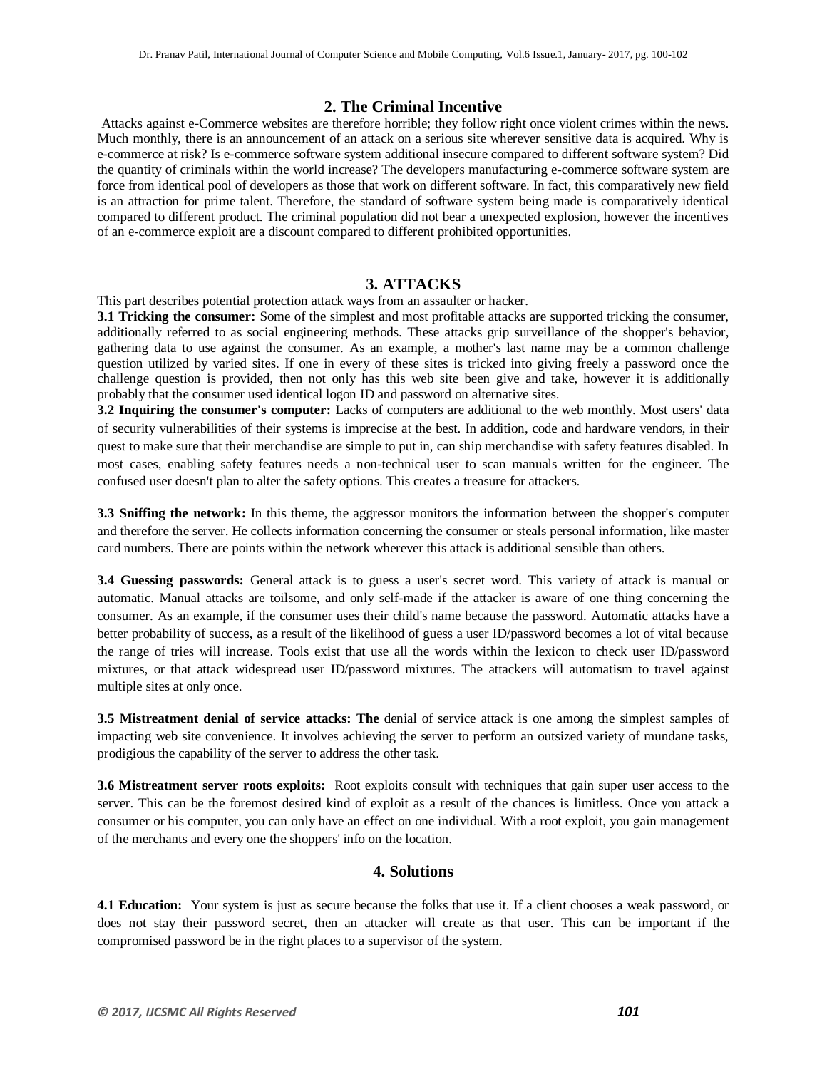## 2. The Criminal Incentive

Attacks against e-Commerce websites are therefore horrible; they follow right once violent crimes within the news. Much monthly, there is an announcement of an attack on a serious site wherever sensitive data is acquired. Why is e-commerce at risk? Is e-commerce software system additional insecure compared to different software system? Did the quantity of criminals within the world increase? The developers manufacturing e-commerce software system are force from identical pool of developers as those that work on different software. In fact, this comparatively new field is an attraction for prime talent. Therefore, the standard of software system being made is comparatively identical compared to different product. The criminal population did not bear a unexpected explosion, however the incentives of an e-commerce exploit are a discount compared to different prohibited opportunities.

## 3. ATTACKS

This part describes potential protection attack ways from an assaulter or hacker.

**3.1 Tricking the consumer:** Some of the simplest and most profitable attacks are supported tricking the consumer, additionally referred to as social engineering methods. These attacks grip surveillance of the shopper's behavior, gathering data to use against the consumer. As an example, a mother's last name may be a common challenge question utilized by varied sites. If one in every of these sites is tricked into giving freely a password once the challenge question is provided, then not only has this web site been give and take, however it is additionally probably that the consumer used identical logon ID and password on alternative sites.

**3.2 Inquiring the consumer's computer:** Lacks of computers are additional to the web monthly. Most users' data of security vulnerabilities of their systems is imprecise at the best. In addition, code and hardware vendors, in their quest to make sure that their merchandise are simple to put in, can ship merchandise with safety features disabled. In most cases, enabling safety features needs a non-technical user to scan manuals written for the engineer. The confused user doesn't plan to alter the safety options. This creates a treasure for attackers.

**3.3 Sniffing the network:** In this theme, the aggressor monitors the information between the shopper's computer and therefore the server. He collects information concerning the consumer or steals personal information, like master card numbers. There are points within the network wherever this attack is additional sensible than others.

**3.4 Guessing passwords:** General attack is to guess a user's secret word. This variety of attack is manual or automatic. Manual attacks are toilsome, and only self-made if the attacker is aware of one thing concerning the consumer. As an example, if the consumer uses their child's name because the password. Automatic attacks have a better probability of success, as a result of the likelihood of guess a user ID/password becomes a lot of vital because the range of tries will increase. Tools exist that use all the words within the lexicon to check user ID/password mixtures, or that attack widespread user ID/password mixtures. The attackers will automatism to travel against multiple sites at only once.

**3.5 Mistreatment denial of service attacks: The** denial of service attack is one among the simplest samples of impacting web site convenience. It involves achieving the server to perform an outsized variety of mundane tasks, prodigious the capability of the server to address the other task.

**3.6 Mistreatment server roots exploits:** Root exploits consult with techniques that gain super user access to the server. This can be the foremost desired kind of exploit as a result of the chances is limitless. Once you attack a consumer or his computer, you can only have an effect on one individual. With a root exploit, you gain management of the merchants and every one the shoppers' info on the location.

## 4. Solutions

**4.1 Education:** Your system is just as secure because the folks that use it. If a client chooses a weak password, or does not stay their password secret, then an attacker will create as that user. This can be important if the compromised password be in the right places to a supervisor of the system.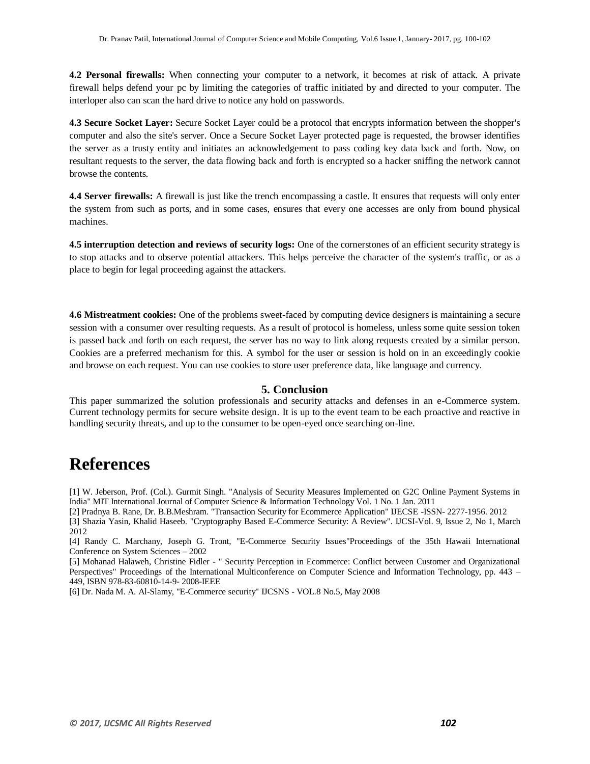**4.2 Personal firewalls:** When connecting your computer to a network, it becomes at risk of attack. A private firewall helps defend your pc by limiting the categories of traffic initiated by and directed to your computer. The interloper also can scan the hard drive to notice any hold on passwords.

**4.3 Secure Socket Layer:** Secure Socket Layer could be a protocol that encrypts information between the shopper's computer and also the site's server. Once a Secure Socket Layer protected page is requested, the browser identifies the server as a trusty entity and initiates an acknowledgement to pass coding key data back and forth. Now, on resultant requests to the server, the data flowing back and forth is encrypted so a hacker sniffing the network cannot browse the contents.

**4.4 Server firewalls:** A firewall is just like the trench encompassing a castle. It ensures that requests will only enter the system from such as ports, and in some cases, ensures that every one accesses are only from bound physical machines.

**4.5 interruption detection and reviews of security logs:** One of the cornerstones of an efficient security strategy is to stop attacks and to observe potential attackers. This helps perceive the character of the system's traffic, or as a place to begin for legal proceeding against the attackers.

**4.6 Mistreatment cookies:** One of the problems sweet-faced by computing device designers is maintaining a secure session with a consumer over resulting requests. As a result of protocol is homeless, unless some quite session token is passed back and forth on each request, the server has no way to link along requests created by a similar person. Cookies are a preferred mechanism for this. A symbol for the user or session is hold on in an exceedingly cookie and browse on each request. You can use cookies to store user preference data, like language and currency.

## 5. Conclusion

This paper summarized the solution professionals and security attacks and defenses in an e-Commerce system. Current technology permits for secure website design. It is up to the event team to be each proactive and reactive in handling security threats, and up to the consumer to be open-eyed once searching on-line.

# References

[1] W. Jeberson, Prof. (Col.). Gurmit Singh. "Analysis of Security Measures Implemented on G2C Online Payment Systems in India" MIT International Journal of Computer Science & Information Technology Vol. 1 No. 1 Jan. 2011

[2] Pradnya B. Rane, Dr. B.B.Meshram. "Transaction Security for Ecommerce Application" IJECSE -ISSN- 2277-1956. 2012

[3] Shazia Yasin, Khalid Haseeb. "Cryptography Based E-Commerce Security: A Review". IJCSI-Vol. 9, Issue 2, No 1, March 2012

[4] Randy C. Marchany, Joseph G. Tront, "E-Commerce Security Issues"Proceedings of the 35th Hawaii International Conference on System Sciences – 2002

[5] Mohanad Halaweh, Christine Fidler - " Security Perception in Ecommerce: Conflict between Customer and Organizational Perspectives" Proceedings of the International Multiconference on Computer Science and Information Technology, pp. 443 – 449, ISBN 978-83-60810-14-9- 2008-IEEE

[6] Dr. Nada M. A. Al-Slamy, "E-Commerce security" IJCSNS - VOL.8 No.5, May 2008